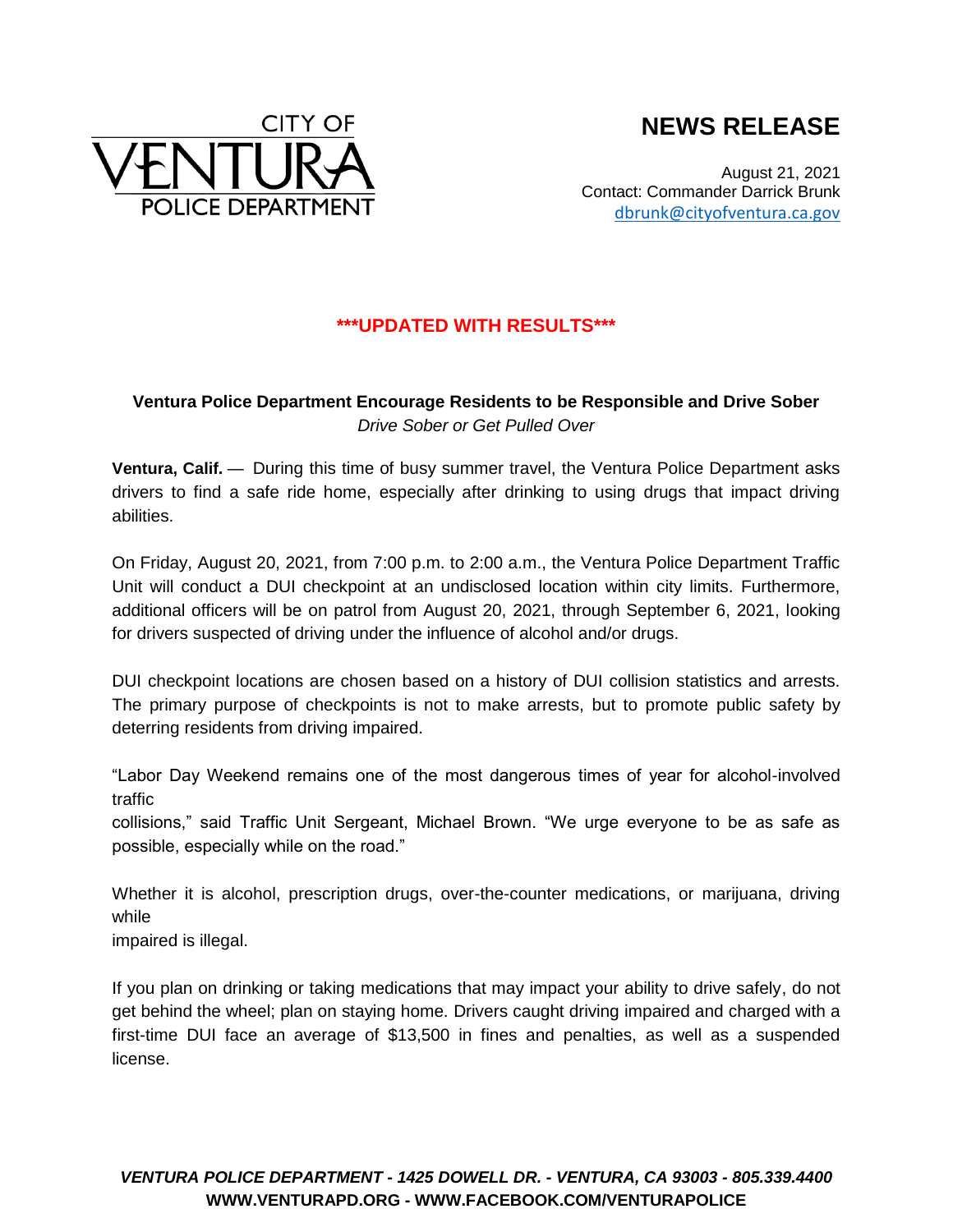CITY OF VENTURA POLICE DEPARTMENT

# NEWS RELEASE

August 21, 2021
Contact: Commander Darrick Brunk
dbrunk@cityofventura.ca.gov

**\*\*\*UPDATED WITH RESULTS\*\*\***

**Ventura Police Department Encourage Residents to be Responsible and Drive Sober**
*Drive Sober or Get Pulled Over*

**Ventura, Calif.** — During this time of busy summer travel, the Ventura Police Department asks drivers to find a safe ride home, especially after drinking to using drugs that impact driving abilities.

On Friday, August 20, 2021, from 7:00 p.m. to 2:00 a.m., the Ventura Police Department Traffic Unit will conduct a DUI checkpoint at an undisclosed location within city limits. Furthermore, additional officers will be on patrol from August 20, 2021, through September 6, 2021, looking for drivers suspected of driving under the influence of alcohol and/or drugs.

DUI checkpoint locations are chosen based on a history of DUI collision statistics and arrests. The primary purpose of checkpoints is not to make arrests, but to promote public safety by deterring residents from driving impaired.

"Labor Day Weekend remains one of the most dangerous times of year for alcohol-involved traffic collisions," said Traffic Unit Sergeant, Michael Brown. "We urge everyone to be as safe as possible, especially while on the road."

Whether it is alcohol, prescription drugs, over-the-counter medications, or marijuana, driving while impaired is illegal.

If you plan on drinking or taking medications that may impact your ability to drive safely, do not get behind the wheel; plan on staying home. Drivers caught driving impaired and charged with a first-time DUI face an average of $13,500 in fines and penalties, as well as a suspended license.

***VENTURA POLICE DEPARTMENT - 1425 DOWELL DR. - VENTURA, CA 93003 - 805.339.4400***
**WWW.VENTURAPD.ORG - WWW.FACEBOOK.COM/VENTURAPOLICE**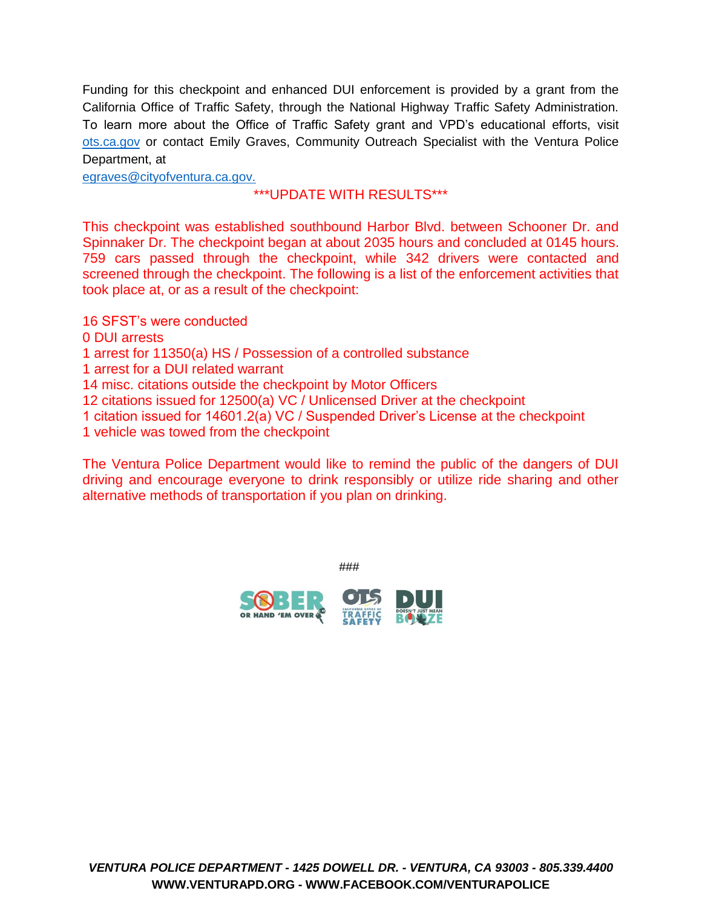Funding for this checkpoint and enhanced DUI enforcement is provided by a grant from the California Office of Traffic Safety, through the National Highway Traffic Safety Administration. To learn more about the Office of Traffic Safety grant and VPD's educational efforts, visit [ots.ca.gov](ots.ca.gov) or contact Emily Graves, Community Outreach Specialist with the Ventura Police Department, at egraves@cityofventura.ca.gov.

***UPDATE WITH RESULTS***

This checkpoint was established southbound Harbor Blvd. between Schooner Dr. and Spinnaker Dr. The checkpoint began at about 2035 hours and concluded at 0145 hours. 759 cars passed through the checkpoint, while 342 drivers were contacted and screened through the checkpoint. The following is a list of the enforcement activities that took place at, or as a result of the checkpoint:

16 SFST's were conducted
0 DUI arrests
1 arrest for 11350(a) HS / Possession of a controlled substance
1 arrest for a DUI related warrant
14 misc. citations outside the checkpoint by Motor Officers
12 citations issued for 12500(a) VC / Unlicensed Driver at the checkpoint
1 citation issued for 14601.2(a) VC / Suspended Driver's License at the checkpoint
1 vehicle was towed from the checkpoint

The Ventura Police Department would like to remind the public of the dangers of DUI driving and encourage everyone to drink responsibly or utilize ride sharing and other alternative methods of transportation if you plan on drinking.

###

*VENTURA POLICE DEPARTMENT - 1425 DOWELL DR. - VENTURA, CA 93003 - 805.339.4400*
**WWW.VENTURAPD.ORG - WWW.FACEBOOK.COM/VENTURAPOLICE**